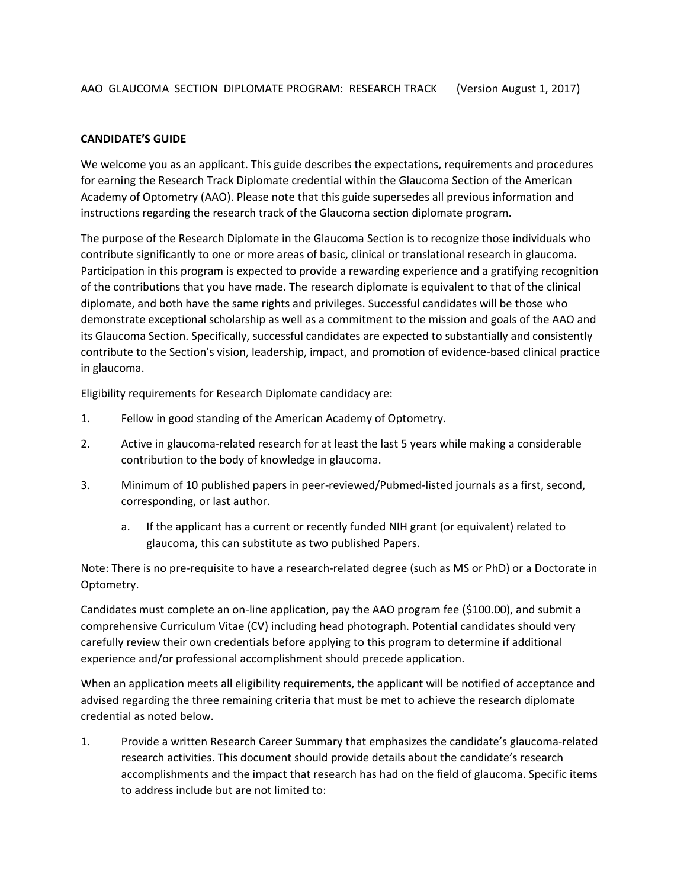AAO GLAUCOMA SECTION DIPLOMATE PROGRAM: RESEARCH TRACK (Version August 1, 2017)

## CANDIDATE'S GUIDE

We welcome you as an applicant. This guide describes the expectations, requirements and procedures for earning the Research Track Diplomate credential within the Glaucoma Section of the American Academy of Optometry (AAO). Please note that this guide supersedes all previous information and instructions regarding the research track of the Glaucoma section diplomate program.

The purpose of the Research Diplomate in the Glaucoma Section is to recognize those individuals who contribute significantly to one or more areas of basic, clinical or translational research in glaucoma. Participation in this program is expected to provide a rewarding experience and a gratifying recognition of the contributions that you have made. The research diplomate is equivalent to that of the clinical diplomate, and both have the same rights and privileges. Successful candidates will be those who demonstrate exceptional scholarship as well as a commitment to the mission and goals of the AAO and its Glaucoma Section. Specifically, successful candidates are expected to substantially and consistently contribute to the Section's vision, leadership, impact, and promotion of evidence-based clinical practice in glaucoma.

Eligibility requirements for Research Diplomate candidacy are:

1. Fellow in good standing of the American Academy of Optometry.
2. Active in glaucoma-related research for at least the last 5 years while making a considerable contribution to the body of knowledge in glaucoma.
3. Minimum of 10 published papers in peer-reviewed/Pubmed-listed journals as a first, second, corresponding, or last author.
   a. If the applicant has a current or recently funded NIH grant (or equivalent) related to glaucoma, this can substitute as two published Papers.

Note: There is no pre-requisite to have a research-related degree (such as MS or PhD) or a Doctorate in Optometry.

Candidates must complete an on-line application, pay the AAO program fee ($100.00), and submit a comprehensive Curriculum Vitae (CV) including head photograph. Potential candidates should very carefully review their own credentials before applying to this program to determine if additional experience and/or professional accomplishment should precede application.

When an application meets all eligibility requirements, the applicant will be notified of acceptance and advised regarding the three remaining criteria that must be met to achieve the research diplomate credential as noted below.

1. Provide a written Research Career Summary that emphasizes the candidate's glaucoma-related research activities. This document should provide details about the candidate's research accomplishments and the impact that research has had on the field of glaucoma. Specific items to address include but are not limited to: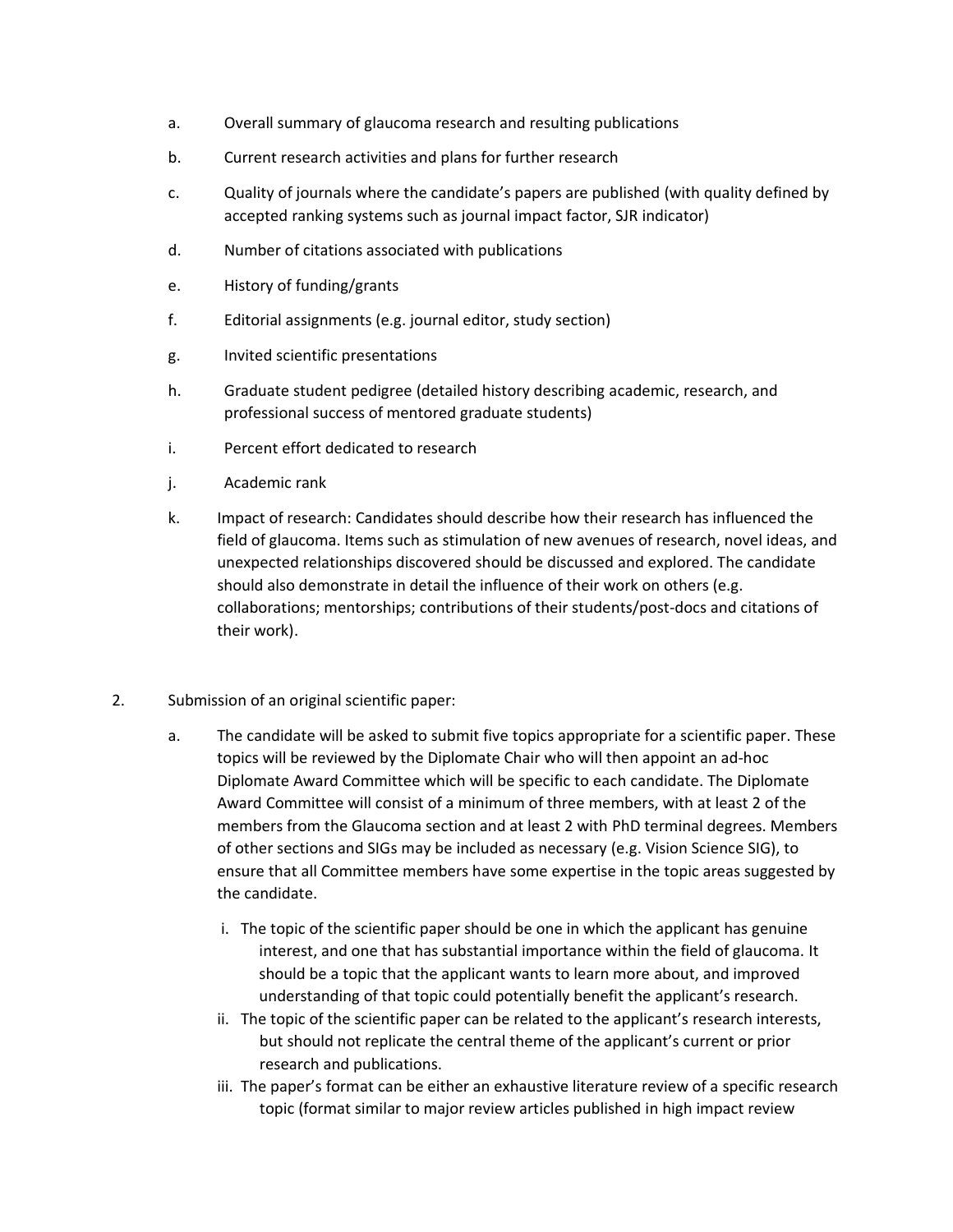a. Overall summary of glaucoma research and resulting publications

b. Current research activities and plans for further research

c. Quality of journals where the candidate's papers are published (with quality defined by accepted ranking systems such as journal impact factor, SJR indicator)

d. Number of citations associated with publications

e. History of funding/grants

f. Editorial assignments (e.g. journal editor, study section)

g. Invited scientific presentations

h. Graduate student pedigree (detailed history describing academic, research, and professional success of mentored graduate students)

i. Percent effort dedicated to research

j. Academic rank

k. Impact of research: Candidates should describe how their research has influenced the field of glaucoma. Items such as stimulation of new avenues of research, novel ideas, and unexpected relationships discovered should be discussed and explored. The candidate should also demonstrate in detail the influence of their work on others (e.g. collaborations; mentorships; contributions of their students/post-docs and citations of their work).

2. Submission of an original scientific paper:

   a. The candidate will be asked to submit five topics appropriate for a scientific paper. These topics will be reviewed by the Diplomate Chair who will then appoint an ad-hoc Diplomate Award Committee which will be specific to each candidate. The Diplomate Award Committee will consist of a minimum of three members, with at least 2 of the members from the Glaucoma section and at least 2 with PhD terminal degrees. Members of other sections and SIGs may be included as necessary (e.g. Vision Science SIG), to ensure that all Committee members have some expertise in the topic areas suggested by the candidate.

      i. The topic of the scientific paper should be one in which the applicant has genuine interest, and one that has substantial importance within the field of glaucoma. It should be a topic that the applicant wants to learn more about, and improved understanding of that topic could potentially benefit the applicant's research.

      ii. The topic of the scientific paper can be related to the applicant's research interests, but should not replicate the central theme of the applicant's current or prior research and publications.

      iii. The paper's format can be either an exhaustive literature review of a specific research topic (format similar to major review articles published in high impact review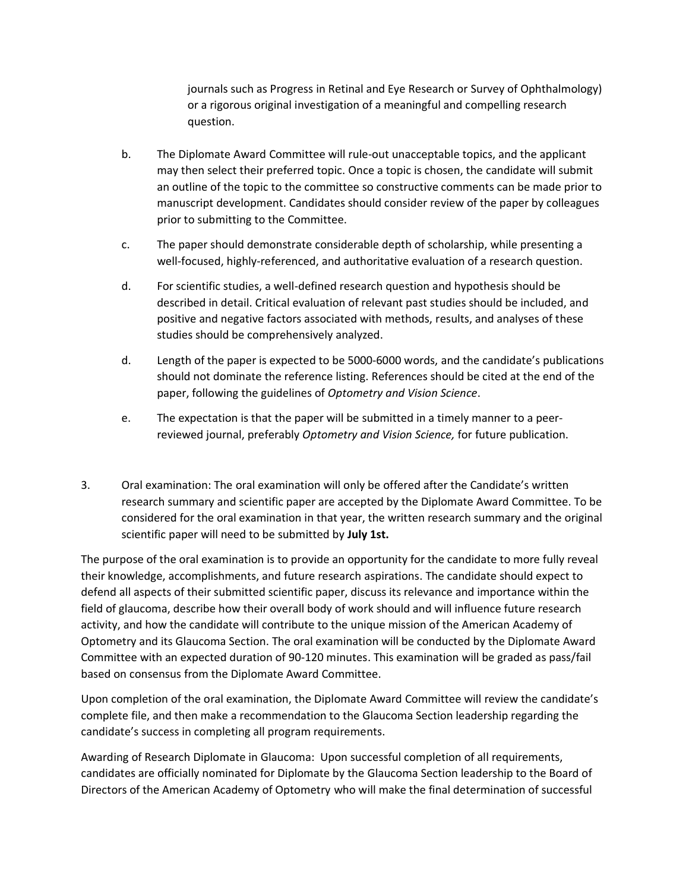journals such as Progress in Retinal and Eye Research or Survey of Ophthalmology) or a rigorous original investigation of a meaningful and compelling research question.

b. The Diplomate Award Committee will rule-out unacceptable topics, and the applicant may then select their preferred topic. Once a topic is chosen, the candidate will submit an outline of the topic to the committee so constructive comments can be made prior to manuscript development. Candidates should consider review of the paper by colleagues prior to submitting to the Committee.

c. The paper should demonstrate considerable depth of scholarship, while presenting a well-focused, highly-referenced, and authoritative evaluation of a research question.

d. For scientific studies, a well-defined research question and hypothesis should be described in detail. Critical evaluation of relevant past studies should be included, and positive and negative factors associated with methods, results, and analyses of these studies should be comprehensively analyzed.

d. Length of the paper is expected to be 5000-6000 words, and the candidate's publications should not dominate the reference listing. References should be cited at the end of the paper, following the guidelines of *Optometry and Vision Science*.

e. The expectation is that the paper will be submitted in a timely manner to a peer-reviewed journal, preferably *Optometry and Vision Science,* for future publication.

3. Oral examination: The oral examination will only be offered after the Candidate's written research summary and scientific paper are accepted by the Diplomate Award Committee. To be considered for the oral examination in that year, the written research summary and the original scientific paper will need to be submitted by **July 1st.**

The purpose of the oral examination is to provide an opportunity for the candidate to more fully reveal their knowledge, accomplishments, and future research aspirations. The candidate should expect to defend all aspects of their submitted scientific paper, discuss its relevance and importance within the field of glaucoma, describe how their overall body of work should and will influence future research activity, and how the candidate will contribute to the unique mission of the American Academy of Optometry and its Glaucoma Section. The oral examination will be conducted by the Diplomate Award Committee with an expected duration of 90-120 minutes. This examination will be graded as pass/fail based on consensus from the Diplomate Award Committee.

Upon completion of the oral examination, the Diplomate Award Committee will review the candidate's complete file, and then make a recommendation to the Glaucoma Section leadership regarding the candidate's success in completing all program requirements.

Awarding of Research Diplomate in Glaucoma: Upon successful completion of all requirements, candidates are officially nominated for Diplomate by the Glaucoma Section leadership to the Board of Directors of the American Academy of Optometry who will make the final determination of successful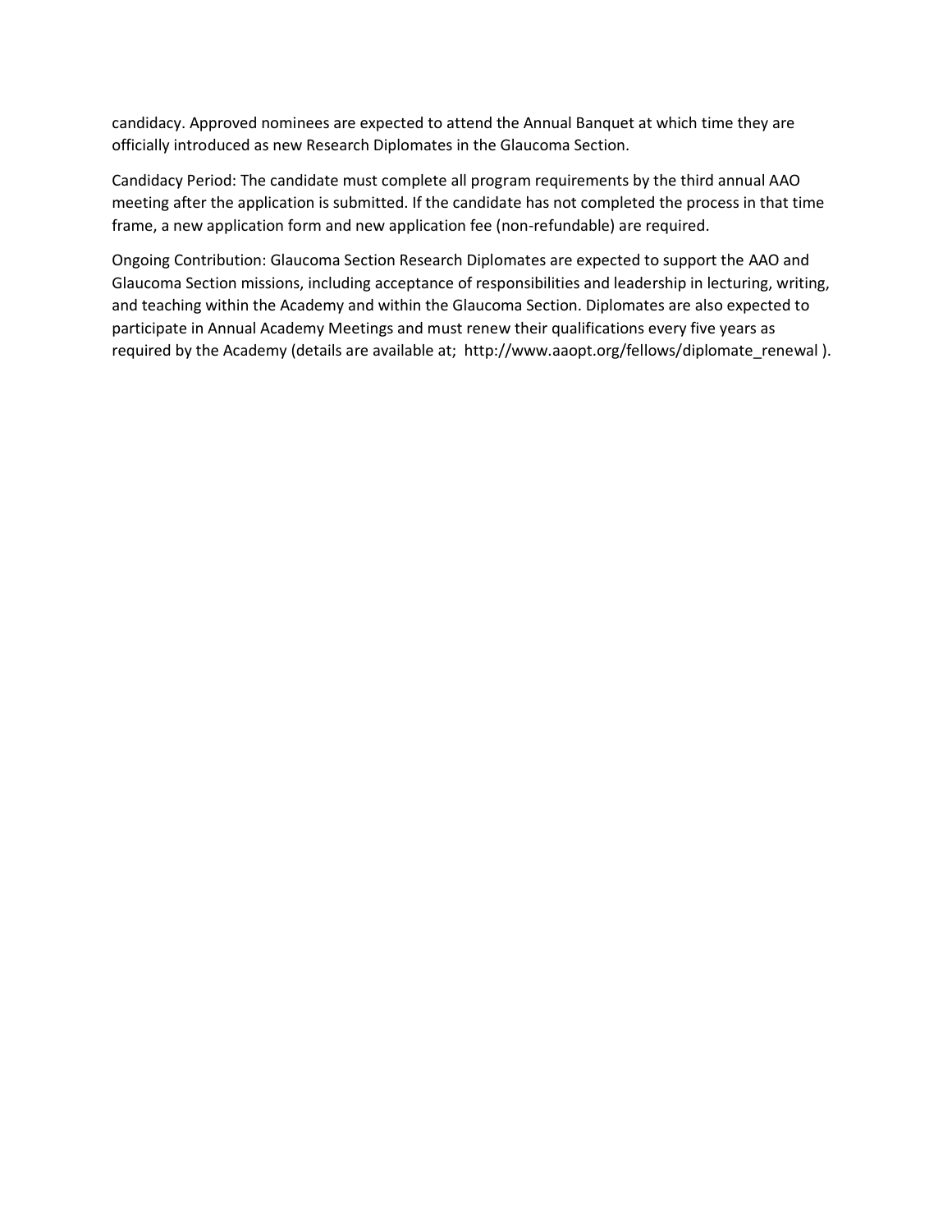candidacy. Approved nominees are expected to attend the Annual Banquet at which time they are officially introduced as new Research Diplomates in the Glaucoma Section.

Candidacy Period: The candidate must complete all program requirements by the third annual AAO meeting after the application is submitted. If the candidate has not completed the process in that time frame, a new application form and new application fee (non-refundable) are required.

Ongoing Contribution: Glaucoma Section Research Diplomates are expected to support the AAO and Glaucoma Section missions, including acceptance of responsibilities and leadership in lecturing, writing, and teaching within the Academy and within the Glaucoma Section. Diplomates are also expected to participate in Annual Academy Meetings and must renew their qualifications every five years as required by the Academy (details are available at;  http://www.aaopt.org/fellows/diplomate_renewal ).